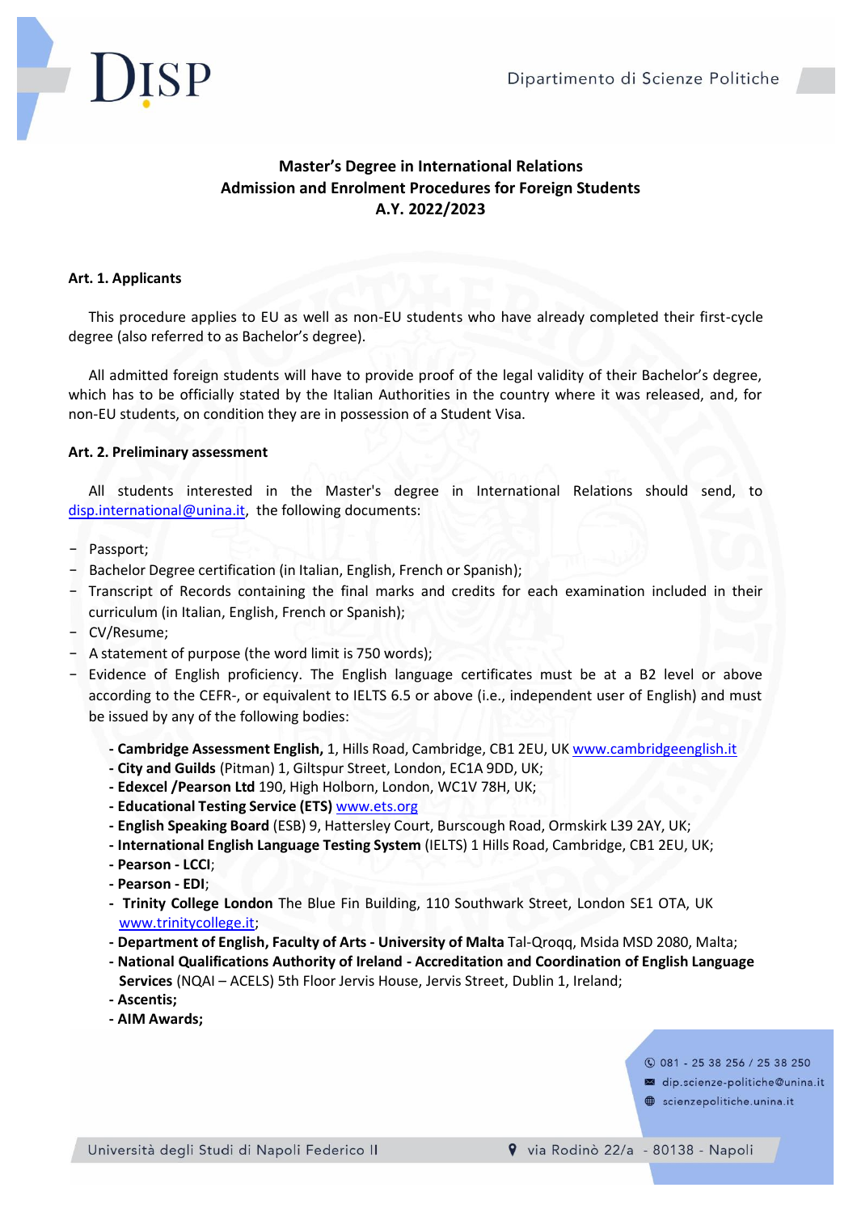**Master's Degree in International Relations**
**Admission and Enrolment Procedures for Foreign Students**
**A.Y. 2022/2023**

### Art. 1. Applicants

This procedure applies to EU as well as non-EU students who have already completed their first-cycle degree (also referred to as Bachelor's degree).

All admitted foreign students will have to provide proof of the legal validity of their Bachelor's degree, which has to be officially stated by the Italian Authorities in the country where it was released, and, for non-EU students, on condition they are in possession of a Student Visa.

### Art. 2. Preliminary assessment

All students interested in the Master's degree in International Relations should send, to disp.international@unina.it, the following documents:

- Passport;
- Bachelor Degree certification (in Italian, English, French or Spanish);
- Transcript of Records containing the final marks and credits for each examination included in their curriculum (in Italian, English, French or Spanish);
- CV/Resume;
- A statement of purpose (the word limit is 750 words);
- Evidence of English proficiency. The English language certificates must be at a B2 level or above according to the CEFR-, or equivalent to IELTS 6.5 or above (i.e., independent user of English) and must be issued by any of the following bodies:
  - **Cambridge Assessment English,** 1, Hills Road, Cambridge, CB1 2EU, UK www.cambridgeenglish.it
  - **City and Guilds** (Pitman) 1, Giltspur Street, London, EC1A 9DD, UK;
  - **Edexcel /Pearson Ltd** 190, High Holborn, London, WC1V 78H, UK;
  - **Educational Testing Service (ETS)** www.ets.org
  - **English Speaking Board** (ESB) 9, Hattersley Court, Burscough Road, Ormskirk L39 2AY, UK;
  - **International English Language Testing System** (IELTS) 1 Hills Road, Cambridge, CB1 2EU, UK;
  - **Pearson - LCCI**;
  - **Pearson - EDI**;
  - **Trinity College London** The Blue Fin Building, 110 Southwark Street, London SE1 OTA, UK www.trinitycollege.it;
  - **Department of English, Faculty of Arts - University of Malta** Tal-Qroqq, Msida MSD 2080, Malta;
  - **National Qualifications Authority of Ireland - Accreditation and Coordination of English Language Services** (NQAI – ACELS) 5th Floor Jervis House, Jervis Street, Dublin 1, Ireland;
  - **Ascentis;**
  - **AIM Awards;**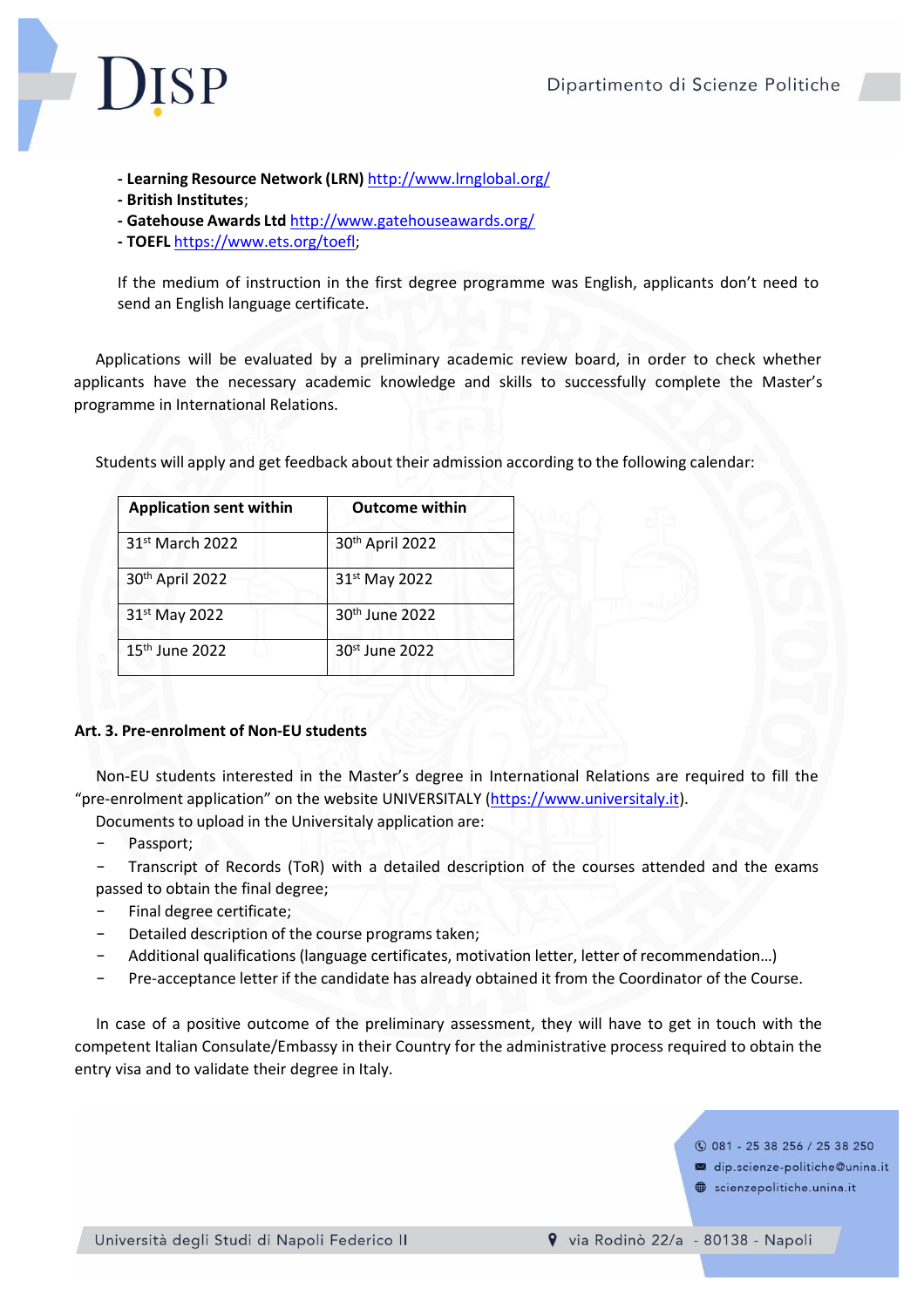- **Learning Resource Network (LRN)** http://www.lrnglobal.org/
- **British Institutes**;
- **Gatehouse Awards Ltd** http://www.gatehouseawards.org/
- **TOEFL** https://www.ets.org/toefl;

If the medium of instruction in the first degree programme was English, applicants don't need to send an English language certificate.

Applications will be evaluated by a preliminary academic review board, in order to check whether applicants have the necessary academic knowledge and skills to successfully complete the Master's programme in International Relations.

Students will apply and get feedback about their admission according to the following calendar:

| Application sent within | Outcome within |
| --- | --- |
| 31st March 2022 | 30th April 2022 |
| 30th April 2022 | 31st May 2022 |
| 31st May 2022 | 30th June 2022 |
| 15th June 2022 | 30st June 2022 |

**Art. 3. Pre-enrolment of Non-EU students**

Non-EU students interested in the Master's degree in International Relations are required to fill the "pre-enrolment application" on the website UNIVERSITALY (https://www.universitaly.it).

Documents to upload in the Universitaly application are:

- Passport;
- Transcript of Records (ToR) with a detailed description of the courses attended and the exams passed to obtain the final degree;
- Final degree certificate;
- Detailed description of the course programs taken;
- Additional qualifications (language certificates, motivation letter, letter of recommendation…)
- Pre-acceptance letter if the candidate has already obtained it from the Coordinator of the Course.

In case of a positive outcome of the preliminary assessment, they will have to get in touch with the competent Italian Consulate/Embassy in their Country for the administrative process required to obtain the entry visa and to validate their degree in Italy.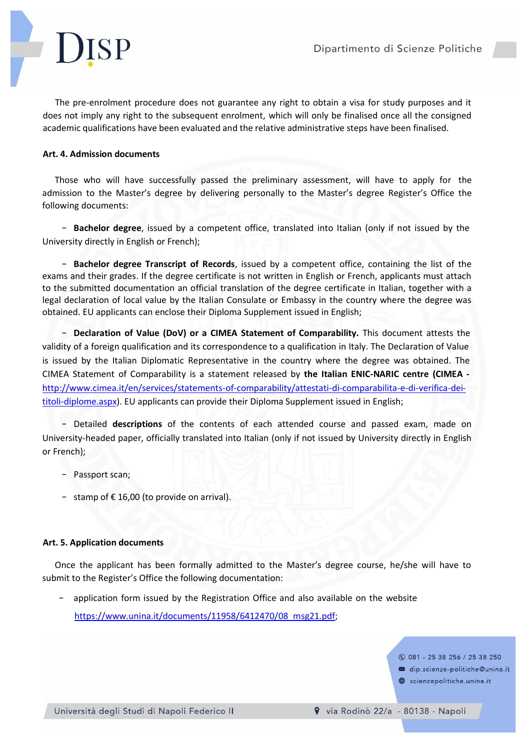The pre-enrolment procedure does not guarantee any right to obtain a visa for study purposes and it does not imply any right to the subsequent enrolment, which will only be finalised once all the consigned academic qualifications have been evaluated and the relative administrative steps have been finalised.

**Art. 4. Admission documents**

Those who will have successfully passed the preliminary assessment, will have to apply for the admission to the Master's degree by delivering personally to the Master's degree Register's Office the following documents:

- **Bachelor degree**, issued by a competent office, translated into Italian (only if not issued by the University directly in English or French);
- **Bachelor degree Transcript of Records**, issued by a competent office, containing the list of the exams and their grades. If the degree certificate is not written in English or French, applicants must attach to the submitted documentation an official translation of the degree certificate in Italian, together with a legal declaration of local value by the Italian Consulate or Embassy in the country where the degree was obtained. EU applicants can enclose their Diploma Supplement issued in English;
- **Declaration of Value (DoV) or a CIMEA Statement of Comparability.** This document attests the validity of a foreign qualification and its correspondence to a qualification in Italy. The Declaration of Value is issued by the Italian Diplomatic Representative in the country where the degree was obtained. The CIMEA Statement of Comparability is a statement released by **the Italian ENIC-NARIC centre (CIMEA -** http://www.cimea.it/en/services/statements-of-comparability/attestati-di-comparabilita-e-di-verifica-dei-titoli-diplome.aspx). EU applicants can provide their Diploma Supplement issued in English;
- Detailed **descriptions** of the contents of each attended course and passed exam, made on University-headed paper, officially translated into Italian (only if not issued by University directly in English or French);
- Passport scan;
- stamp of € 16,00 (to provide on arrival).

**Art. 5. Application documents**

Once the applicant has been formally admitted to the Master's degree course, he/she will have to submit to the Register's Office the following documentation:

- application form issued by the Registration Office and also available on the website https://www.unina.it/documents/11958/6412470/08_msg21.pdf;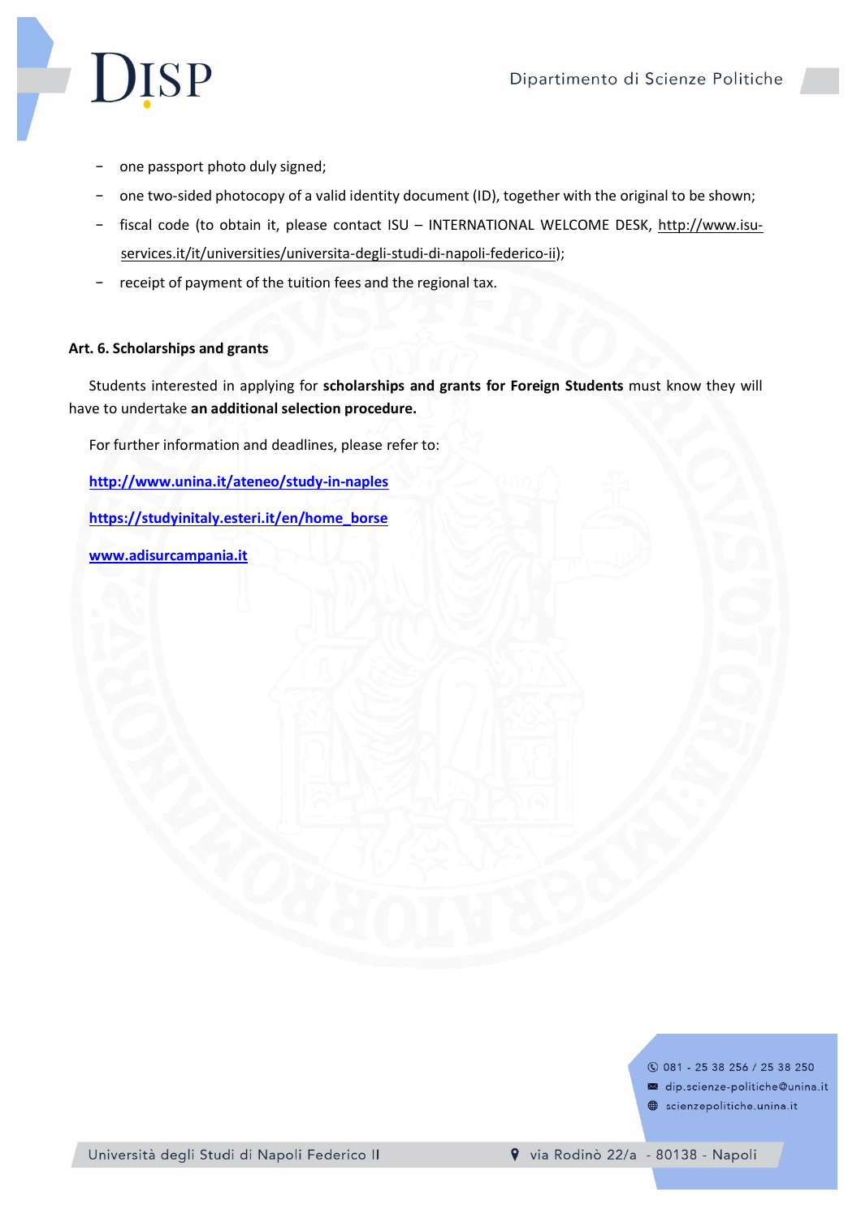- one passport photo duly signed;
- one two-sided photocopy of a valid identity document (ID), together with the original to be shown;
- fiscal code (to obtain it, please contact ISU – INTERNATIONAL WELCOME DESK, http://www.isu-services.it/it/universities/universita-degli-studi-di-napoli-federico-ii);
- receipt of payment of the tuition fees and the regional tax.

**Art. 6. Scholarships and grants**

Students interested in applying for **scholarships and grants for Foreign Students** must know they will have to undertake **an additional selection procedure.**

For further information and deadlines, please refer to:

**http://www.unina.it/ateneo/study-in-naples**

**https://studyinitaly.esteri.it/en/home_borse**

**www.adisurcampania.it**